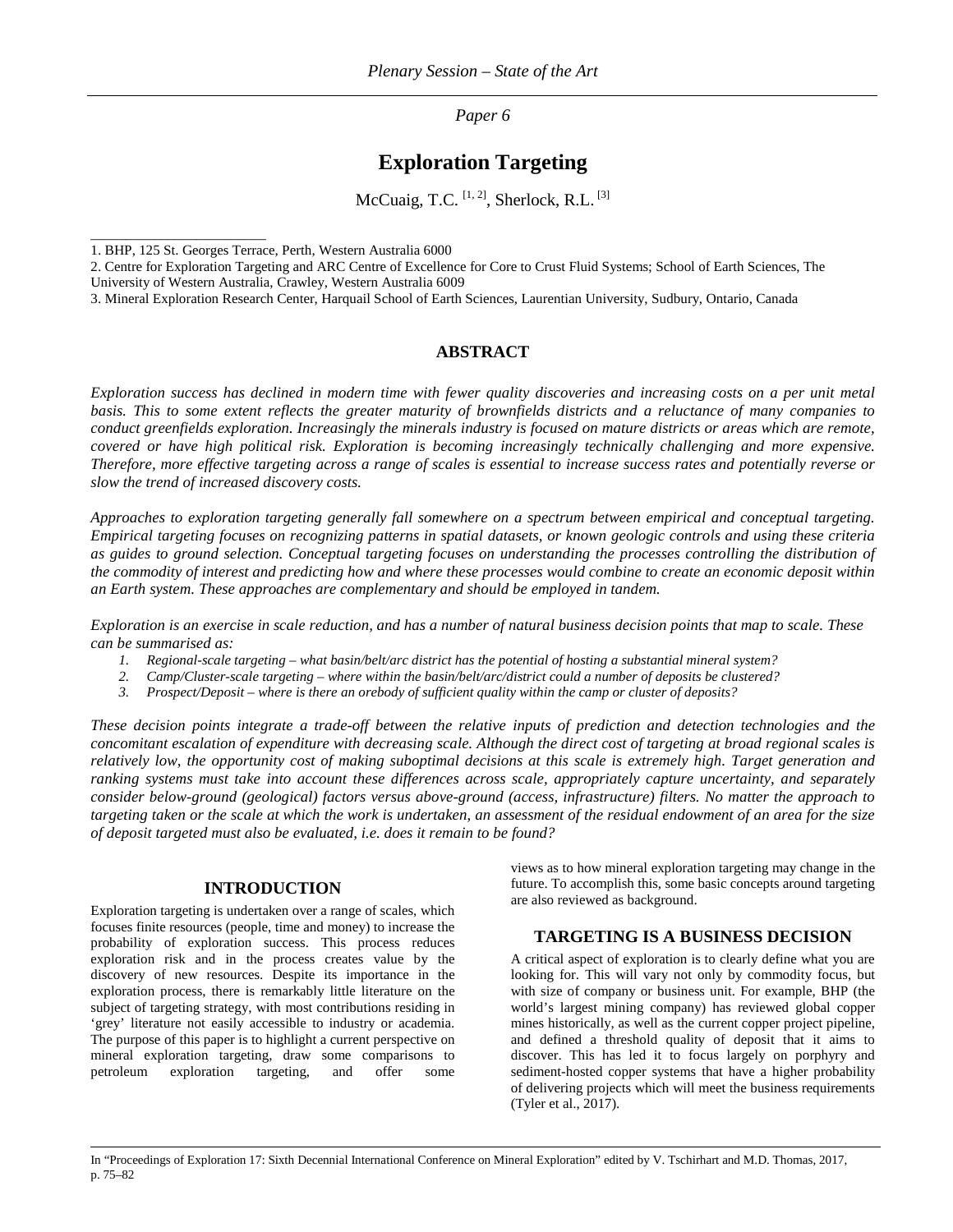*Paper 6*

# Exploration Targeting

McCuaig, T.C. [1, 2], Sherlock, R.L. [3]

1. BHP, 125 St. Georges Terrace, Perth, Western Australia 6000
2. Centre for Exploration Targeting and ARC Centre of Excellence for Core to Crust Fluid Systems; School of Earth Sciences, The University of Western Australia, Crawley, Western Australia 6009
3. Mineral Exploration Research Center, Harquail School of Earth Sciences, Laurentian University, Sudbury, Ontario, Canada

## ABSTRACT

*Exploration success has declined in modern time with fewer quality discoveries and increasing costs on a per unit metal basis. This to some extent reflects the greater maturity of brownfields districts and a reluctance of many companies to conduct greenfields exploration. Increasingly the minerals industry is focused on mature districts or areas which are remote, covered or have high political risk. Exploration is becoming increasingly technically challenging and more expensive. Therefore, more effective targeting across a range of scales is essential to increase success rates and potentially reverse or slow the trend of increased discovery costs.*

*Approaches to exploration targeting generally fall somewhere on a spectrum between empirical and conceptual targeting. Empirical targeting focuses on recognizing patterns in spatial datasets, or known geologic controls and using these criteria as guides to ground selection. Conceptual targeting focuses on understanding the processes controlling the distribution of the commodity of interest and predicting how and where these processes would combine to create an economic deposit within an Earth system. These approaches are complementary and should be employed in tandem.*

*Exploration is an exercise in scale reduction, and has a number of natural business decision points that map to scale. These can be summarised as:*

1. *Regional-scale targeting – what basin/belt/arc district has the potential of hosting a substantial mineral system?*
2. *Camp/Cluster-scale targeting – where within the basin/belt/arc/district could a number of deposits be clustered?*
3. *Prospect/Deposit – where is there an orebody of sufficient quality within the camp or cluster of deposits?*

*These decision points integrate a trade-off between the relative inputs of prediction and detection technologies and the concomitant escalation of expenditure with decreasing scale. Although the direct cost of targeting at broad regional scales is relatively low, the opportunity cost of making suboptimal decisions at this scale is extremely high. Target generation and ranking systems must take into account these differences across scale, appropriately capture uncertainty, and separately consider below-ground (geological) factors versus above-ground (access, infrastructure) filters. No matter the approach to targeting taken or the scale at which the work is undertaken, an assessment of the residual endowment of an area for the size of deposit targeted must also be evaluated, i.e. does it remain to be found?*

## INTRODUCTION

Exploration targeting is undertaken over a range of scales, which focuses finite resources (people, time and money) to increase the probability of exploration success. This process reduces exploration risk and in the process creates value by the discovery of new resources. Despite its importance in the exploration process, there is remarkably little literature on the subject of targeting strategy, with most contributions residing in 'grey' literature not easily accessible to industry or academia. The purpose of this paper is to highlight a current perspective on mineral exploration targeting, draw some comparisons to petroleum exploration targeting, and offer some views as to how mineral exploration targeting may change in the future. To accomplish this, some basic concepts around targeting are also reviewed as background.

## TARGETING IS A BUSINESS DECISION

A critical aspect of exploration is to clearly define what you are looking for. This will vary not only by commodity focus, but with size of company or business unit. For example, BHP (the world's largest mining company) has reviewed global copper mines historically, as well as the current copper project pipeline, and defined a threshold quality of deposit that it aims to discover. This has led it to focus largely on porphyry and sediment-hosted copper systems that have a higher probability of delivering projects which will meet the business requirements (Tyler et al., 2017).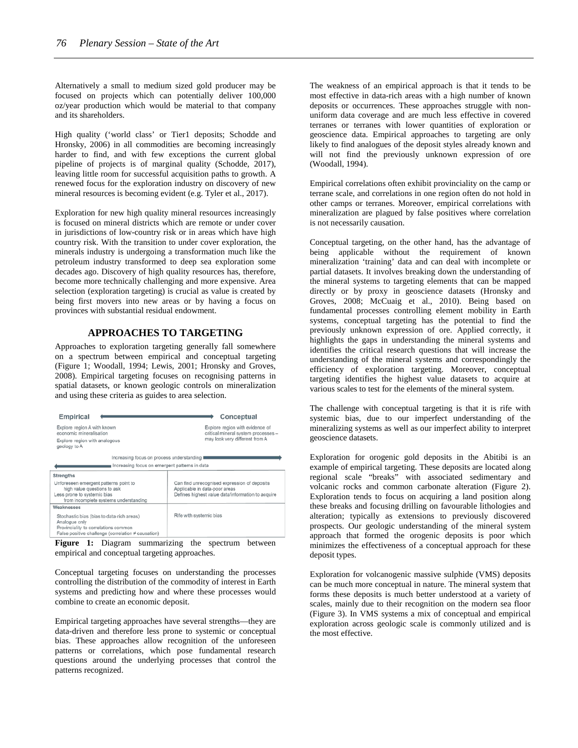Alternatively a small to medium sized gold producer may be focused on projects which can potentially deliver 100,000 oz/year production which would be material to that company and its shareholders.

High quality ('world class' or Tier1 deposits; Schodde and Hronsky, 2006) in all commodities are becoming increasingly harder to find, and with few exceptions the current global pipeline of projects is of marginal quality (Schodde, 2017), leaving little room for successful acquisition paths to growth. A renewed focus for the exploration industry on discovery of new mineral resources is becoming evident (e.g. Tyler et al., 2017).

Exploration for new high quality mineral resources increasingly is focused on mineral districts which are remote or under cover in jurisdictions of low-country risk or in areas which have high country risk. With the transition to under cover exploration, the minerals industry is undergoing a transformation much like the petroleum industry transformed to deep sea exploration some decades ago. Discovery of high quality resources has, therefore, become more technically challenging and more expensive. Area selection (exploration targeting) is crucial as value is created by being first movers into new areas or by having a focus on provinces with substantial residual endowment.

## APPROACHES TO TARGETING

Approaches to exploration targeting generally fall somewhere on a spectrum between empirical and conceptual targeting (Figure 1; Woodall, 1994; Lewis, 2001; Hronsky and Groves, 2008). Empirical targeting focuses on recognising patterns in spatial datasets, or known geologic controls on mineralization and using these criteria as guides to area selection.

| Empirical | Conceptual |
|---|---|
| Explore region A with known economic mineralisation<br>Explore region with analogous geology to A | Explore region with evidence of critical mineral system processes – may look very different from A |
| ← Increasing focus on emergent patterns in data | Increasing focus on process understanding → |
| **Strengths** | |
| Unforeseen emergent patterns point to high value questions to ask<br>Less prone to systemic bias from incomplete systems understanding | Can find unrecognised expression of deposits<br>Applicable in data-poor areas<br>Defines highest value data/information to acquire |
| **Weaknesses** | |
| Stochastic bias (bias to data-rich areas)<br>Analogue only<br>Provinciality to correlations common<br>False positive challenge (correlation ≠ causation) | Rife with systemic bias |

**Figure 1:** Diagram summarizing the spectrum between empirical and conceptual targeting approaches.

Conceptual targeting focuses on understanding the processes controlling the distribution of the commodity of interest in Earth systems and predicting how and where these processes would combine to create an economic deposit.

Empirical targeting approaches have several strengths—they are data-driven and therefore less prone to systemic or conceptual bias. These approaches allow recognition of the unforeseen patterns or correlations, which pose fundamental research questions around the underlying processes that control the patterns recognized.

The weakness of an empirical approach is that it tends to be most effective in data-rich areas with a high number of known deposits or occurrences. These approaches struggle with non-uniform data coverage and are much less effective in covered terranes or terranes with lower quantities of exploration or geoscience data. Empirical approaches to targeting are only likely to find analogues of the deposit styles already known and will not find the previously unknown expression of ore (Woodall, 1994).

Empirical correlations often exhibit provinciality on the camp or terrane scale, and correlations in one region often do not hold in other camps or terranes. Moreover, empirical correlations with mineralization are plagued by false positives where correlation is not necessarily causation.

Conceptual targeting, on the other hand, has the advantage of being applicable without the requirement of known mineralization 'training' data and can deal with incomplete or partial datasets. It involves breaking down the understanding of the mineral systems to targeting elements that can be mapped directly or by proxy in geoscience datasets (Hronsky and Groves, 2008; McCuaig et al., 2010). Being based on fundamental processes controlling element mobility in Earth systems, conceptual targeting has the potential to find the previously unknown expression of ore. Applied correctly, it highlights the gaps in understanding the mineral systems and identifies the critical research questions that will increase the understanding of the mineral systems and correspondingly the efficiency of exploration targeting. Moreover, conceptual targeting identifies the highest value datasets to acquire at various scales to test for the elements of the mineral system.

The challenge with conceptual targeting is that it is rife with systemic bias, due to our imperfect understanding of the mineralizing systems as well as our imperfect ability to interpret geoscience datasets.

Exploration for orogenic gold deposits in the Abitibi is an example of empirical targeting. These deposits are located along regional scale "breaks" with associated sedimentary and volcanic rocks and common carbonate alteration (Figure 2). Exploration tends to focus on acquiring a land position along these breaks and focusing drilling on favourable lithologies and alteration; typically as extensions to previously discovered prospects. Our geologic understanding of the mineral system approach that formed the orogenic deposits is poor which minimizes the effectiveness of a conceptual approach for these deposit types.

Exploration for volcanogenic massive sulphide (VMS) deposits can be much more conceptual in nature. The mineral system that forms these deposits is much better understood at a variety of scales, mainly due to their recognition on the modern sea floor (Figure 3). In VMS systems a mix of conceptual and empirical exploration across geologic scale is commonly utilized and is the most effective.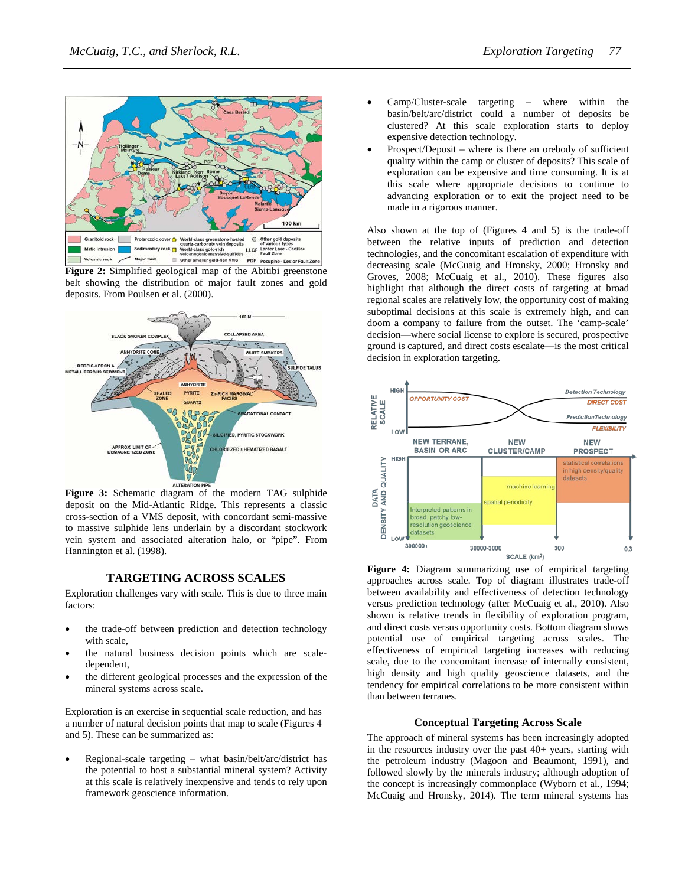**Figure 2:** Simplified geological map of the Abitibi greenstone belt showing the distribution of major fault zones and gold deposits. From Poulsen et al. (2000).

**Figure 3:** Schematic diagram of the modern TAG sulphide deposit on the Mid-Atlantic Ridge. This represents a classic cross-section of a VMS deposit, with concordant semi-massive to massive sulphide lens underlain by a discordant stockwork vein system and associated alteration halo, or "pipe". From Hannington et al. (1998).

## TARGETING ACROSS SCALES

Exploration challenges vary with scale. This is due to three main factors:

- the trade-off between prediction and detection technology with scale,
- the natural business decision points which are scale-dependent,
- the different geological processes and the expression of the mineral systems across scale.

Exploration is an exercise in sequential scale reduction, and has a number of natural decision points that map to scale (Figures 4 and 5). These can be summarized as:

- Regional-scale targeting – what basin/belt/arc/district has the potential to host a substantial mineral system? Activity at this scale is relatively inexpensive and tends to rely upon framework geoscience information.
- Camp/Cluster-scale targeting – where within the basin/belt/arc/district could a number of deposits be clustered? At this scale exploration starts to deploy expensive detection technology.
- Prospect/Deposit – where is there an orebody of sufficient quality within the camp or cluster of deposits? This scale of exploration can be expensive and time consuming. This is at this scale where appropriate decisions to continue to advancing exploration or to exit the project need to be made in a rigorous manner.

Also shown at the top of (Figures 4 and 5) is the trade-off between the relative inputs of prediction and detection technologies, and the concomitant escalation of expenditure with decreasing scale (McCuaig and Hronsky, 2000; Hronsky and Groves, 2008; McCuaig et al., 2010). These figures also highlight that although the direct costs of targeting at broad regional scales are relatively low, the opportunity cost of making suboptimal decisions at this scale is extremely high, and can doom a company to failure from the outset. The 'camp-scale' decision—where social license to explore is secured, prospective ground is captured, and direct costs escalate—is the most critical decision in exploration targeting.

**Figure 4:** Diagram summarizing use of empirical targeting approaches across scales. Top of diagram illustrates trade-off between availability and effectiveness of detection technology versus prediction technology (after McCuaig et al., 2010). Also shown is relative trends in flexibility of exploration program, and direct costs versus opportunity costs. Bottom diagram shows potential use of empirical targeting across scales. The effectiveness of empirical targeting increases with reducing scale, due to the concomitant increase of internally consistent, high density and high quality geoscience datasets, and the tendency for empirical correlations to be more consistent within than between terranes.

### Conceptual Targeting Across Scale

The approach of mineral systems has been increasingly adopted in the resources industry over the past 40+ years, starting with the petroleum industry (Magoon and Beaumont, 1991), and followed slowly by the minerals industry; although adoption of the concept is increasingly commonplace (Wyborn et al., 1994; McCuaig and Hronsky, 2014). The term mineral systems has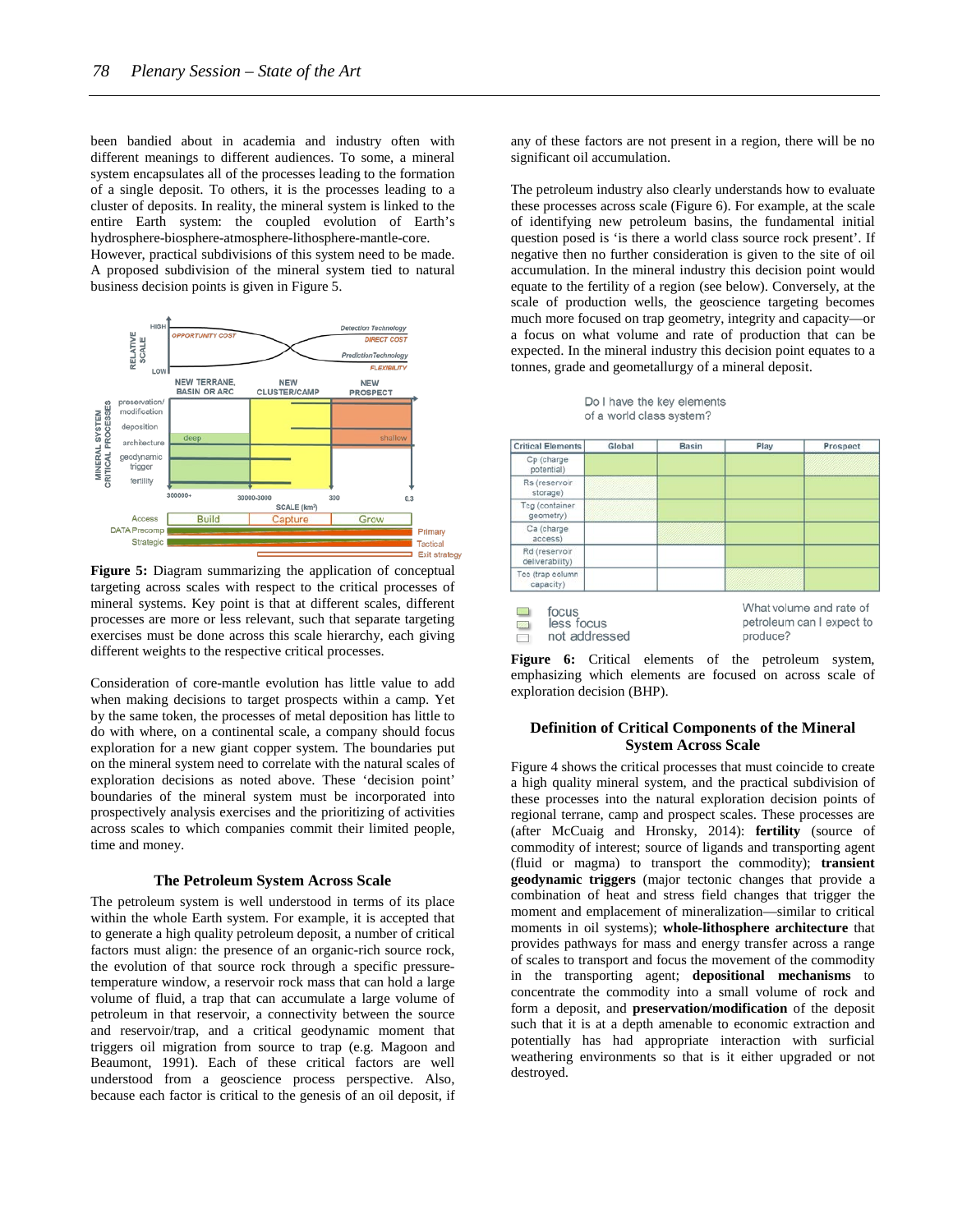been bandied about in academia and industry often with different meanings to different audiences. To some, a mineral system encapsulates all of the processes leading to the formation of a single deposit. To others, it is the processes leading to a cluster of deposits. In reality, the mineral system is linked to the entire Earth system: the coupled evolution of Earth's hydrosphere-biosphere-atmosphere-lithosphere-mantle-core. However, practical subdivisions of this system need to be made. A proposed subdivision of the mineral system tied to natural business decision points is given in Figure 5.

**Figure 5:** Diagram summarizing the application of conceptual targeting across scales with respect to the critical processes of mineral systems. Key point is that at different scales, different processes are more or less relevant, such that separate targeting exercises must be done across this scale hierarchy, each giving different weights to the respective critical processes.

Consideration of core-mantle evolution has little value to add when making decisions to target prospects within a camp. Yet by the same token, the processes of metal deposition has little to do with where, on a continental scale, a company should focus exploration for a new giant copper system. The boundaries put on the mineral system need to correlate with the natural scales of exploration decisions as noted above. These 'decision point' boundaries of the mineral system must be incorporated into prospectively analysis exercises and the prioritizing of activities across scales to which companies commit their limited people, time and money.

## The Petroleum System Across Scale

The petroleum system is well understood in terms of its place within the whole Earth system. For example, it is accepted that to generate a high quality petroleum deposit, a number of critical factors must align: the presence of an organic-rich source rock, the evolution of that source rock through a specific pressure-temperature window, a reservoir rock mass that can hold a large volume of fluid, a trap that can accumulate a large volume of petroleum in that reservoir, a connectivity between the source and reservoir/trap, and a critical geodynamic moment that triggers oil migration from source to trap (e.g. Magoon and Beaumont, 1991). Each of these critical factors are well understood from a geoscience process perspective. Also, because each factor is critical to the genesis of an oil deposit, if any of these factors are not present in a region, there will be no significant oil accumulation.

The petroleum industry also clearly understands how to evaluate these processes across scale (Figure 6). For example, at the scale of identifying new petroleum basins, the fundamental initial question posed is 'is there a world class source rock present'. If negative then no further consideration is given to the site of oil accumulation. In the mineral industry this decision point would equate to the fertility of a region (see below). Conversely, at the scale of production wells, the geoscience targeting becomes much more focused on trap geometry, integrity and capacity—or a focus on what volume and rate of production that can be expected. In the mineral industry this decision point equates to a tonnes, grade and geometallurgy of a mineral deposit.

Do I have the key elements of a world class system?

| Critical Elements | Global | Basin | Play | Prospect |
|---|---|---|---|---|
| Cp (charge potential) | focus | focus | focus | less focus |
| Rs (reservoir storage) | less focus | focus | focus | focus |
| Tcg (container geometry) | less focus | focus | focus | focus |
| Ca (charge access) | not addressed | less focus | focus | focus |
| Rd (reservoir deliverability) | not addressed | not addressed | focus | focus |
| Tcc (trap column capacity) | not addressed | not addressed | less focus | focus |

focus / less focus / not addressed

What volume and rate of petroleum can I expect to produce?

**Figure 6:** Critical elements of the petroleum system, emphasizing which elements are focused on across scale of exploration decision (BHP).

## Definition of Critical Components of the Mineral System Across Scale

Figure 4 shows the critical processes that must coincide to create a high quality mineral system, and the practical subdivision of these processes into the natural exploration decision points of regional terrane, camp and prospect scales. These processes are (after McCuaig and Hronsky, 2014): **fertility** (source of commodity of interest; source of ligands and transporting agent (fluid or magma) to transport the commodity); **transient geodynamic triggers** (major tectonic changes that provide a combination of heat and stress field changes that trigger the moment and emplacement of mineralization—similar to critical moments in oil systems); **whole-lithosphere architecture** that provides pathways for mass and energy transfer across a range of scales to transport and focus the movement of the commodity in the transporting agent; **depositional mechanisms** to concentrate the commodity into a small volume of rock and form a deposit, and **preservation/modification** of the deposit such that it is at a depth amenable to economic extraction and potentially has had appropriate interaction with surficial weathering environments so that is it either upgraded or not destroyed.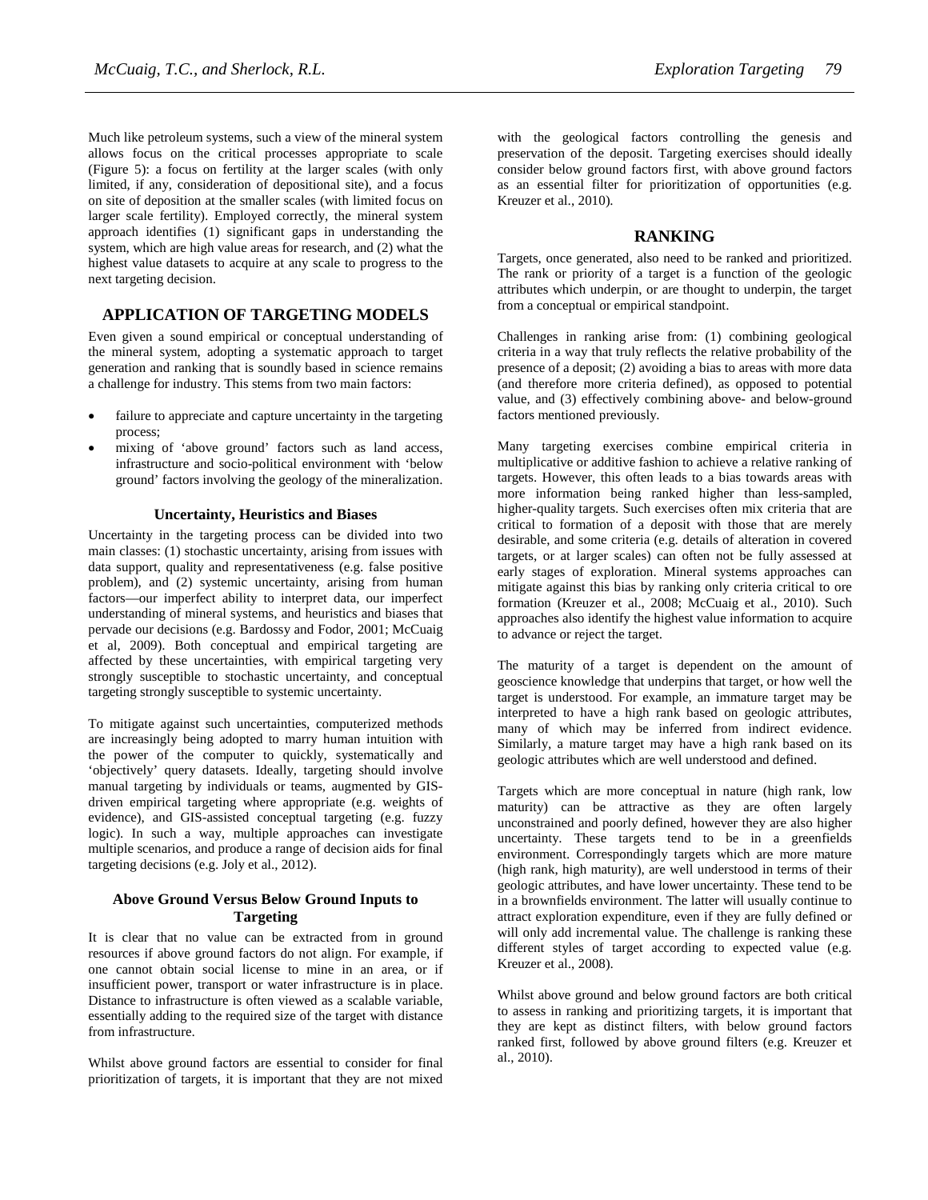Much like petroleum systems, such a view of the mineral system allows focus on the critical processes appropriate to scale (Figure 5): a focus on fertility at the larger scales (with only limited, if any, consideration of depositional site), and a focus on site of deposition at the smaller scales (with limited focus on larger scale fertility). Employed correctly, the mineral system approach identifies (1) significant gaps in understanding the system, which are high value areas for research, and (2) what the highest value datasets to acquire at any scale to progress to the next targeting decision.

## APPLICATION OF TARGETING MODELS

Even given a sound empirical or conceptual understanding of the mineral system, adopting a systematic approach to target generation and ranking that is soundly based in science remains a challenge for industry. This stems from two main factors:

- failure to appreciate and capture uncertainty in the targeting process;
- mixing of 'above ground' factors such as land access, infrastructure and socio-political environment with 'below ground' factors involving the geology of the mineralization.

### Uncertainty, Heuristics and Biases

Uncertainty in the targeting process can be divided into two main classes: (1) stochastic uncertainty, arising from issues with data support, quality and representativeness (e.g. false positive problem), and (2) systemic uncertainty, arising from human factors—our imperfect ability to interpret data, our imperfect understanding of mineral systems, and heuristics and biases that pervade our decisions (e.g. Bardossy and Fodor, 2001; McCuaig et al, 2009). Both conceptual and empirical targeting are affected by these uncertainties, with empirical targeting very strongly susceptible to stochastic uncertainty, and conceptual targeting strongly susceptible to systemic uncertainty.

To mitigate against such uncertainties, computerized methods are increasingly being adopted to marry human intuition with the power of the computer to quickly, systematically and 'objectively' query datasets. Ideally, targeting should involve manual targeting by individuals or teams, augmented by GIS-driven empirical targeting where appropriate (e.g. weights of evidence), and GIS-assisted conceptual targeting (e.g. fuzzy logic). In such a way, multiple approaches can investigate multiple scenarios, and produce a range of decision aids for final targeting decisions (e.g. Joly et al., 2012).

### Above Ground Versus Below Ground Inputs to Targeting

It is clear that no value can be extracted from in ground resources if above ground factors do not align. For example, if one cannot obtain social license to mine in an area, or if insufficient power, transport or water infrastructure is in place. Distance to infrastructure is often viewed as a scalable variable, essentially adding to the required size of the target with distance from infrastructure.

Whilst above ground factors are essential to consider for final prioritization of targets, it is important that they are not mixed with the geological factors controlling the genesis and preservation of the deposit. Targeting exercises should ideally consider below ground factors first, with above ground factors as an essential filter for prioritization of opportunities (e.g. Kreuzer et al., 2010).

## RANKING

Targets, once generated, also need to be ranked and prioritized. The rank or priority of a target is a function of the geologic attributes which underpin, or are thought to underpin, the target from a conceptual or empirical standpoint.

Challenges in ranking arise from: (1) combining geological criteria in a way that truly reflects the relative probability of the presence of a deposit; (2) avoiding a bias to areas with more data (and therefore more criteria defined), as opposed to potential value, and (3) effectively combining above- and below-ground factors mentioned previously.

Many targeting exercises combine empirical criteria in multiplicative or additive fashion to achieve a relative ranking of targets. However, this often leads to a bias towards areas with more information being ranked higher than less-sampled, higher-quality targets. Such exercises often mix criteria that are critical to formation of a deposit with those that are merely desirable, and some criteria (e.g. details of alteration in covered targets, or at larger scales) can often not be fully assessed at early stages of exploration. Mineral systems approaches can mitigate against this bias by ranking only criteria critical to ore formation (Kreuzer et al., 2008; McCuaig et al., 2010). Such approaches also identify the highest value information to acquire to advance or reject the target.

The maturity of a target is dependent on the amount of geoscience knowledge that underpins that target, or how well the target is understood. For example, an immature target may be interpreted to have a high rank based on geologic attributes, many of which may be inferred from indirect evidence. Similarly, a mature target may have a high rank based on its geologic attributes which are well understood and defined.

Targets which are more conceptual in nature (high rank, low maturity) can be attractive as they are often largely unconstrained and poorly defined, however they are also higher uncertainty. These targets tend to be in a greenfields environment. Correspondingly targets which are more mature (high rank, high maturity), are well understood in terms of their geologic attributes, and have lower uncertainty. These tend to be in a brownfields environment. The latter will usually continue to attract exploration expenditure, even if they are fully defined or will only add incremental value. The challenge is ranking these different styles of target according to expected value (e.g. Kreuzer et al., 2008).

Whilst above ground and below ground factors are both critical to assess in ranking and prioritizing targets, it is important that they are kept as distinct filters, with below ground factors ranked first, followed by above ground filters (e.g. Kreuzer et al., 2010).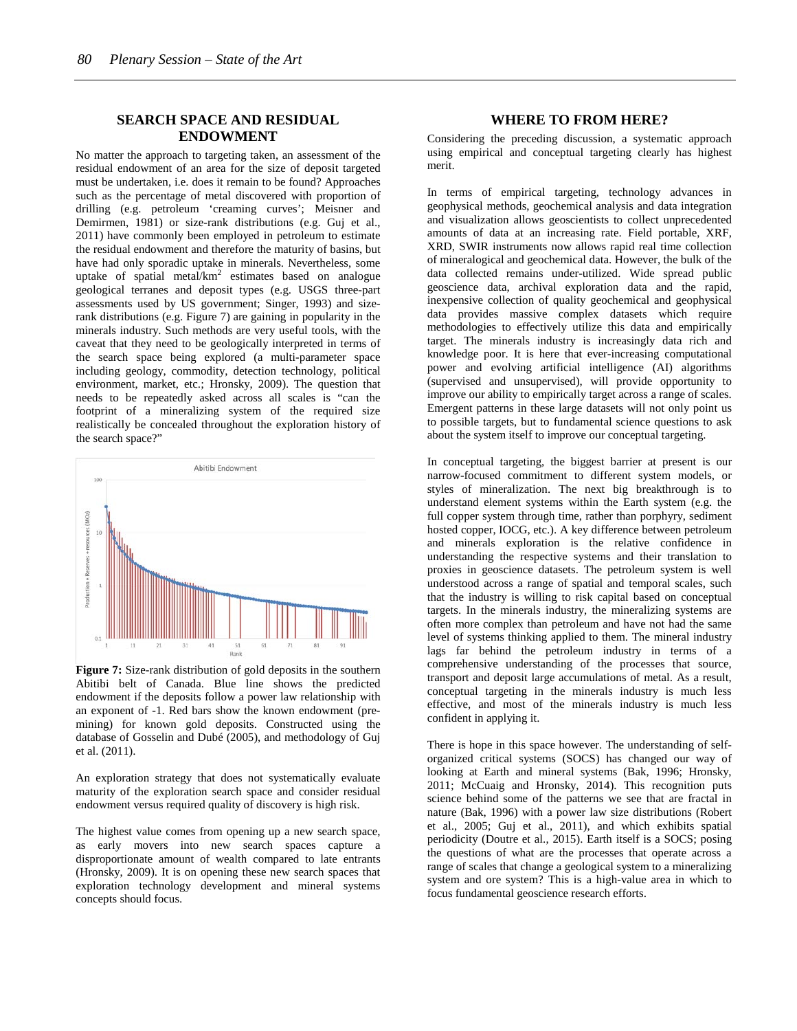## SEARCH SPACE AND RESIDUAL ENDOWMENT

No matter the approach to targeting taken, an assessment of the residual endowment of an area for the size of deposit targeted must be undertaken, i.e. does it remain to be found? Approaches such as the percentage of metal discovered with proportion of drilling (e.g. petroleum 'creaming curves'; Meisner and Demirmen, 1981) or size-rank distributions (e.g. Guj et al., 2011) have commonly been employed in petroleum to estimate the residual endowment and therefore the maturity of basins, but have had only sporadic uptake in minerals. Nevertheless, some uptake of spatial metal/km$^2$ estimates based on analogue geological terranes and deposit types (e.g. USGS three-part assessments used by US government; Singer, 1993) and size-rank distributions (e.g. Figure 7) are gaining in popularity in the minerals industry. Such methods are very useful tools, with the caveat that they need to be geologically interpreted in terms of the search space being explored (a multi-parameter space including geology, commodity, detection technology, political environment, market, etc.; Hronsky, 2009). The question that needs to be repeatedly asked across all scales is "can the footprint of a mineralizing system of the required size realistically be concealed throughout the exploration history of the search space?"

**Figure 7:** Size-rank distribution of gold deposits in the southern Abitibi belt of Canada. Blue line shows the predicted endowment if the deposits follow a power law relationship with an exponent of -1. Red bars show the known endowment (pre-mining) for known gold deposits. Constructed using the database of Gosselin and Dubé (2005), and methodology of Guj et al. (2011).

An exploration strategy that does not systematically evaluate maturity of the exploration search space and consider residual endowment versus required quality of discovery is high risk.

The highest value comes from opening up a new search space, as early movers into new search spaces capture a disproportionate amount of wealth compared to late entrants (Hronsky, 2009). It is on opening these new search spaces that exploration technology development and mineral systems concepts should focus.

## WHERE TO FROM HERE?

Considering the preceding discussion, a systematic approach using empirical and conceptual targeting clearly has highest merit.

In terms of empirical targeting, technology advances in geophysical methods, geochemical analysis and data integration and visualization allows geoscientists to collect unprecedented amounts of data at an increasing rate. Field portable, XRF, XRD, SWIR instruments now allows rapid real time collection of mineralogical and geochemical data. However, the bulk of the data collected remains under-utilized. Wide spread public geoscience data, archival exploration data and the rapid, inexpensive collection of quality geochemical and geophysical data provides massive complex datasets which require methodologies to effectively utilize this data and empirically target. The minerals industry is increasingly data rich and knowledge poor. It is here that ever-increasing computational power and evolving artificial intelligence (AI) algorithms (supervised and unsupervised), will provide opportunity to improve our ability to empirically target across a range of scales. Emergent patterns in these large datasets will not only point us to possible targets, but to fundamental science questions to ask about the system itself to improve our conceptual targeting.

In conceptual targeting, the biggest barrier at present is our narrow-focused commitment to different system models, or styles of mineralization. The next big breakthrough is to understand element systems within the Earth system (e.g. the full copper system through time, rather than porphyry, sediment hosted copper, IOCG, etc.). A key difference between petroleum and minerals exploration is the relative confidence in understanding the respective systems and their translation to proxies in geoscience datasets. The petroleum system is well understood across a range of spatial and temporal scales, such that the industry is willing to risk capital based on conceptual targets. In the minerals industry, the mineralizing systems are often more complex than petroleum and have not had the same level of systems thinking applied to them. The mineral industry lags far behind the petroleum industry in terms of a comprehensive understanding of the processes that source, transport and deposit large accumulations of metal. As a result, conceptual targeting in the minerals industry is much less effective, and most of the minerals industry is much less confident in applying it.

There is hope in this space however. The understanding of self-organized critical systems (SOCS) has changed our way of looking at Earth and mineral systems (Bak, 1996; Hronsky, 2011; McCuaig and Hronsky, 2014). This recognition puts science behind some of the patterns we see that are fractal in nature (Bak, 1996) with a power law size distributions (Robert et al., 2005; Guj et al., 2011), and which exhibits spatial periodicity (Doutre et al., 2015). Earth itself is a SOCS; posing the questions of what are the processes that operate across a range of scales that change a geological system to a mineralizing system and ore system? This is a high-value area in which to focus fundamental geoscience research efforts.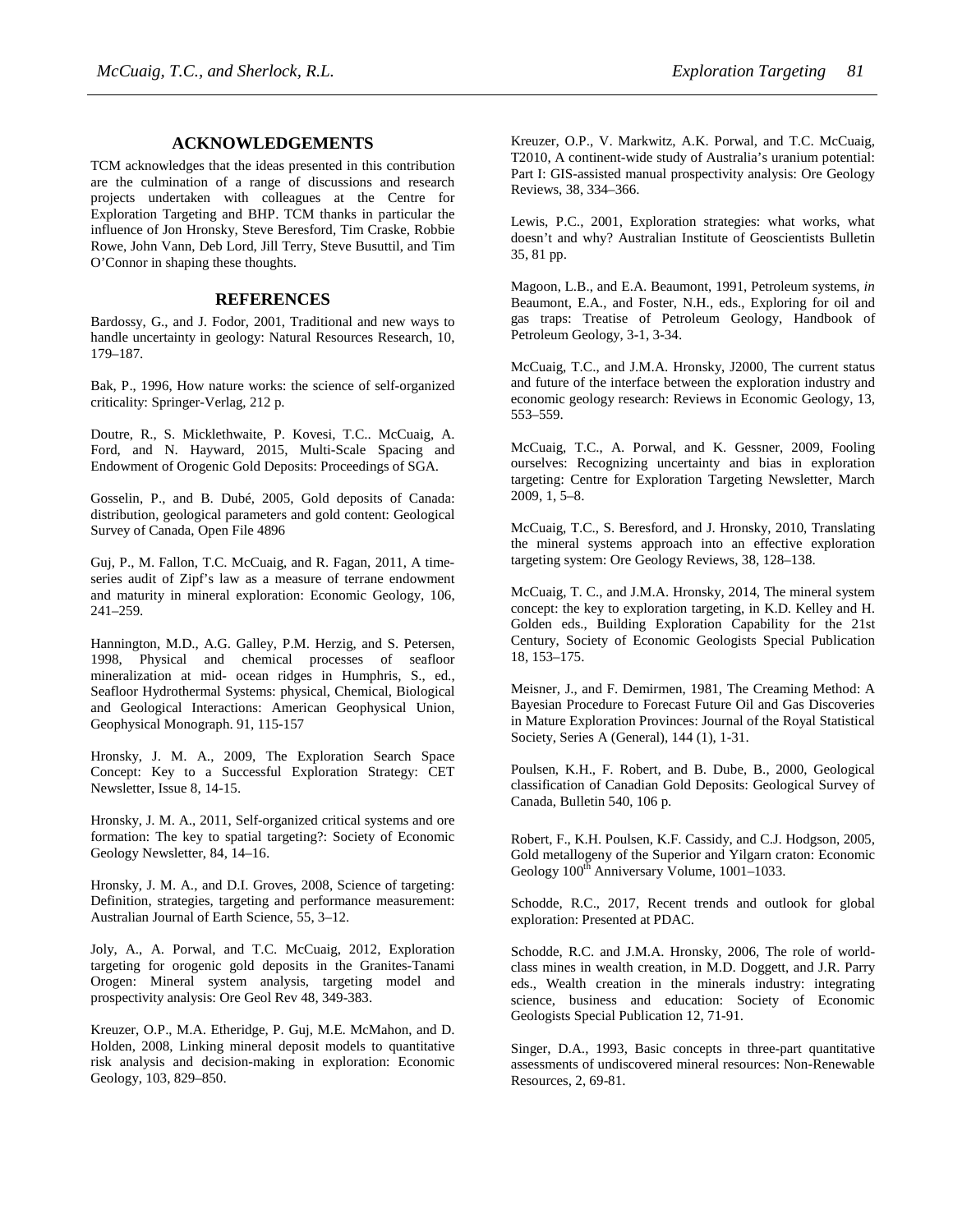## ACKNOWLEDGEMENTS

TCM acknowledges that the ideas presented in this contribution are the culmination of a range of discussions and research projects undertaken with colleagues at the Centre for Exploration Targeting and BHP. TCM thanks in particular the influence of Jon Hronsky, Steve Beresford, Tim Craske, Robbie Rowe, John Vann, Deb Lord, Jill Terry, Steve Busuttil, and Tim O'Connor in shaping these thoughts.

## REFERENCES

Bardossy, G., and J. Fodor, 2001, Traditional and new ways to handle uncertainty in geology: Natural Resources Research, 10, 179–187.

Bak, P., 1996, How nature works: the science of self-organized criticality: Springer-Verlag, 212 p.

Doutre, R., S. Micklethwaite, P. Kovesi, T.C.. McCuaig, A. Ford, and N. Hayward, 2015, Multi-Scale Spacing and Endowment of Orogenic Gold Deposits: Proceedings of SGA.

Gosselin, P., and B. Dubé, 2005, Gold deposits of Canada: distribution, geological parameters and gold content: Geological Survey of Canada, Open File 4896

Guj, P., M. Fallon, T.C. McCuaig, and R. Fagan, 2011, A time-series audit of Zipf's law as a measure of terrane endowment and maturity in mineral exploration: Economic Geology, 106, 241–259.

Hannington, M.D., A.G. Galley, P.M. Herzig, and S. Petersen, 1998, Physical and chemical processes of seafloor mineralization at mid- ocean ridges in Humphris, S., ed., Seafloor Hydrothermal Systems: physical, Chemical, Biological and Geological Interactions: American Geophysical Union, Geophysical Monograph. 91, 115-157

Hronsky, J. M. A., 2009, The Exploration Search Space Concept: Key to a Successful Exploration Strategy: CET Newsletter, Issue 8, 14-15.

Hronsky, J. M. A., 2011, Self-organized critical systems and ore formation: The key to spatial targeting?: Society of Economic Geology Newsletter, 84, 14–16.

Hronsky, J. M. A., and D.I. Groves, 2008, Science of targeting: Definition, strategies, targeting and performance measurement: Australian Journal of Earth Science, 55, 3–12.

Joly, A., A. Porwal, and T.C. McCuaig, 2012, Exploration targeting for orogenic gold deposits in the Granites-Tanami Orogen: Mineral system analysis, targeting model and prospectivity analysis: Ore Geol Rev 48, 349-383.

Kreuzer, O.P., M.A. Etheridge, P. Guj, M.E. McMahon, and D. Holden, 2008, Linking mineral deposit models to quantitative risk analysis and decision-making in exploration: Economic Geology, 103, 829–850.

Kreuzer, O.P., V. Markwitz, A.K. Porwal, and T.C. McCuaig, T2010, A continent-wide study of Australia's uranium potential: Part I: GIS-assisted manual prospectivity analysis: Ore Geology Reviews, 38, 334–366.

Lewis, P.C., 2001, Exploration strategies: what works, what doesn't and why? Australian Institute of Geoscientists Bulletin 35, 81 pp.

Magoon, L.B., and E.A. Beaumont, 1991, Petroleum systems, *in* Beaumont, E.A., and Foster, N.H., eds., Exploring for oil and gas traps: Treatise of Petroleum Geology, Handbook of Petroleum Geology, 3-1, 3-34.

McCuaig, T.C., and J.M.A. Hronsky, J2000, The current status and future of the interface between the exploration industry and economic geology research: Reviews in Economic Geology, 13, 553–559.

McCuaig, T.C., A. Porwal, and K. Gessner, 2009, Fooling ourselves: Recognizing uncertainty and bias in exploration targeting: Centre for Exploration Targeting Newsletter, March 2009, 1, 5–8.

McCuaig, T.C., S. Beresford, and J. Hronsky, 2010, Translating the mineral systems approach into an effective exploration targeting system: Ore Geology Reviews, 38, 128–138.

McCuaig, T. C., and J.M.A. Hronsky, 2014, The mineral system concept: the key to exploration targeting, in K.D. Kelley and H. Golden eds., Building Exploration Capability for the 21st Century, Society of Economic Geologists Special Publication 18, 153–175.

Meisner, J., and F. Demirmen, 1981, The Creaming Method: A Bayesian Procedure to Forecast Future Oil and Gas Discoveries in Mature Exploration Provinces: Journal of the Royal Statistical Society, Series A (General), 144 (1), 1-31.

Poulsen, K.H., F. Robert, and B. Dube, B., 2000, Geological classification of Canadian Gold Deposits: Geological Survey of Canada, Bulletin 540, 106 p.

Robert, F., K.H. Poulsen, K.F. Cassidy, and C.J. Hodgson, 2005, Gold metallogeny of the Superior and Yilgarn craton: Economic Geology 100th Anniversary Volume, 1001–1033.

Schodde, R.C., 2017, Recent trends and outlook for global exploration: Presented at PDAC.

Schodde, R.C. and J.M.A. Hronsky, 2006, The role of world-class mines in wealth creation, in M.D. Doggett, and J.R. Parry eds., Wealth creation in the minerals industry: integrating science, business and education: Society of Economic Geologists Special Publication 12, 71-91.

Singer, D.A., 1993, Basic concepts in three-part quantitative assessments of undiscovered mineral resources: Non-Renewable Resources, 2, 69-81.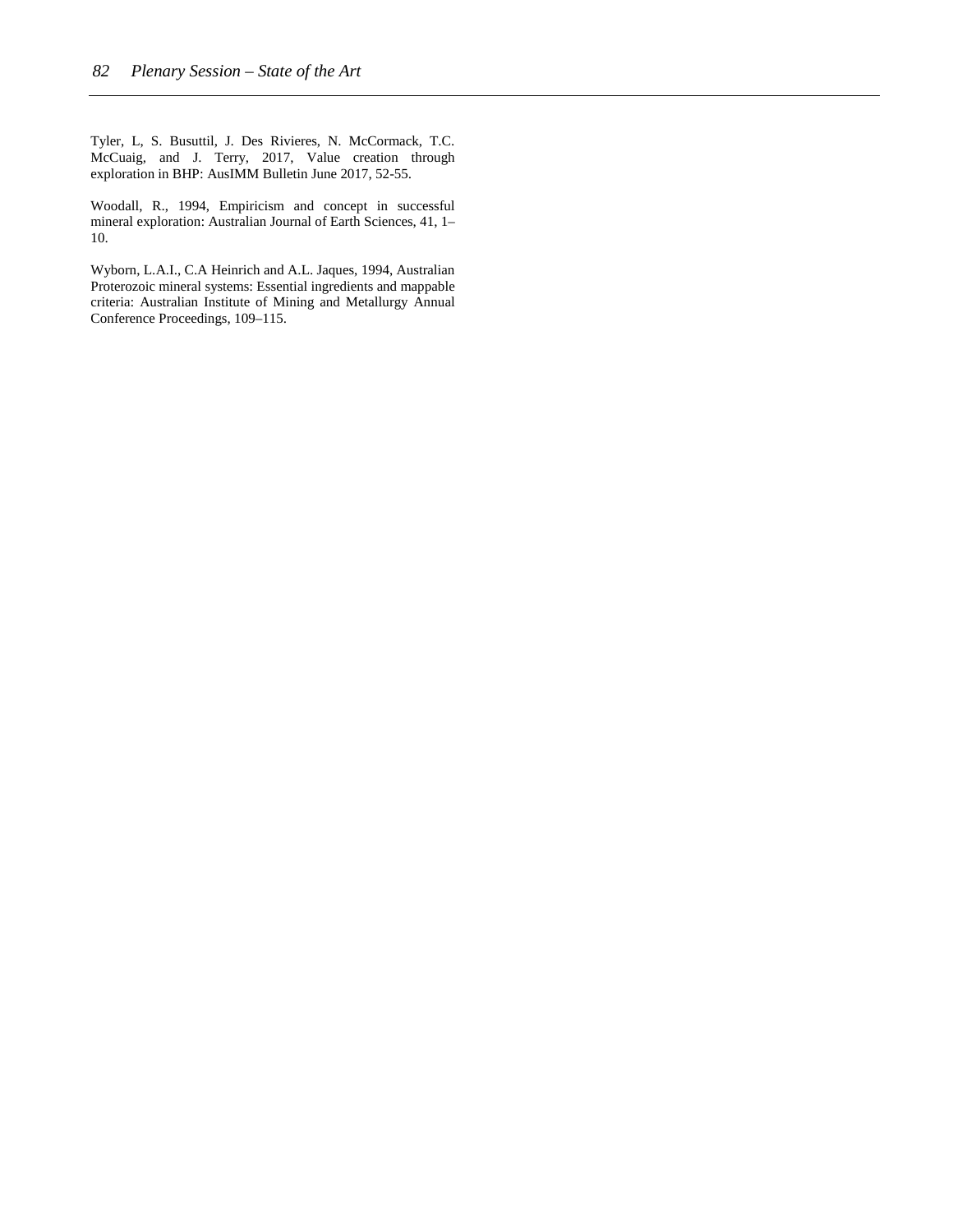Tyler, L, S. Busuttil, J. Des Rivieres, N. McCormack, T.C. McCuaig, and J. Terry, 2017, Value creation through exploration in BHP: AusIMM Bulletin June 2017, 52-55.

Woodall, R., 1994, Empiricism and concept in successful mineral exploration: Australian Journal of Earth Sciences, 41, 1–10.

Wyborn, L.A.I., C.A Heinrich and A.L. Jaques, 1994, Australian Proterozoic mineral systems: Essential ingredients and mappable criteria: Australian Institute of Mining and Metallurgy Annual Conference Proceedings, 109–115.